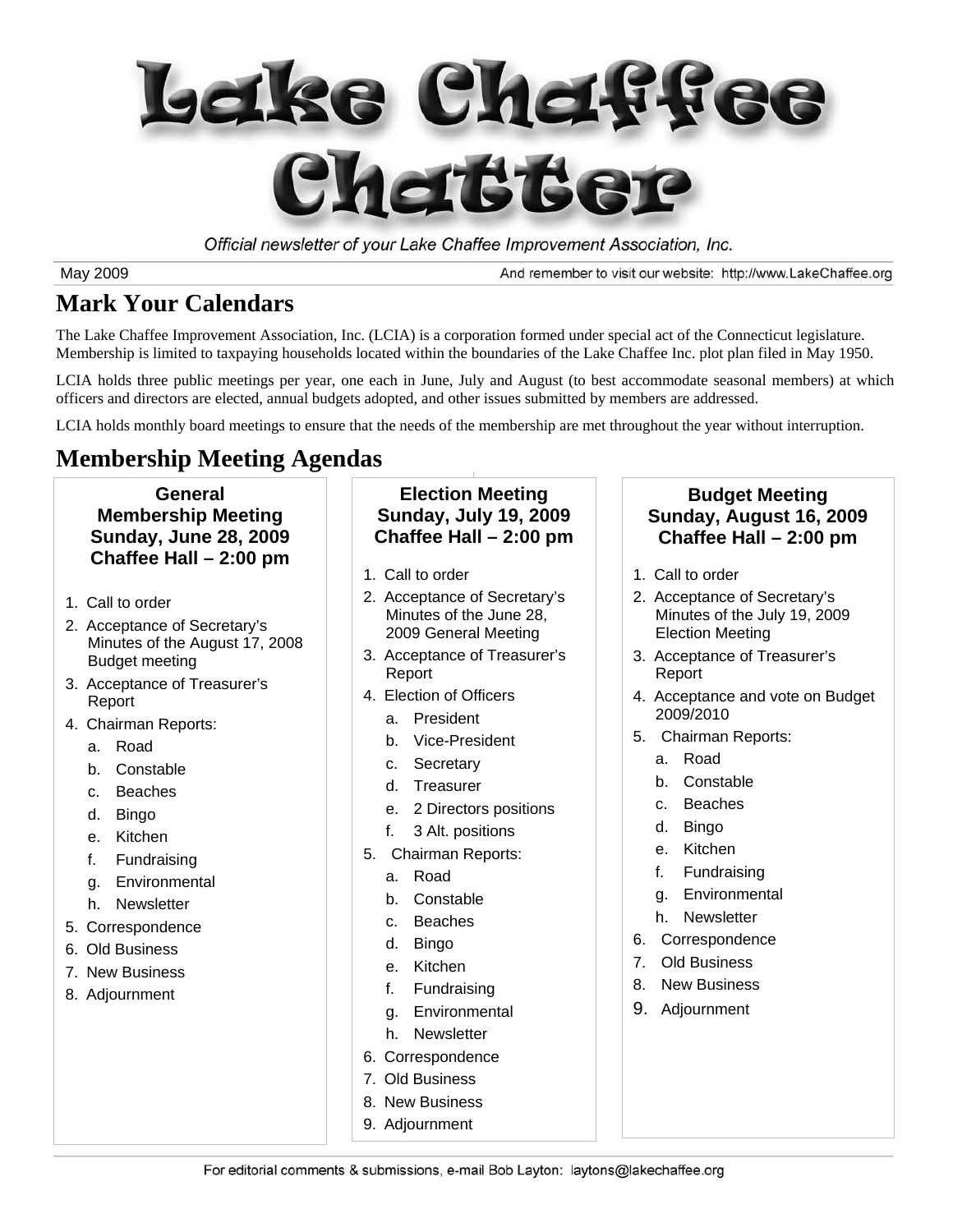# Lake Chaffee Chatter

*Official newsletter of your Lake Chaffee Improvement Association, Inc.*

May 2009 — And remember to visit our website: http://www.LakeChaffee.org

## Mark Your Calendars

The Lake Chaffee Improvement Association, Inc. (LCIA) is a corporation formed under special act of the Connecticut legislature. Membership is limited to taxpaying households located within the boundaries of the Lake Chaffee Inc. plot plan filed in May 1950.

LCIA holds three public meetings per year, one each in June, July and August (to best accommodate seasonal members) at which officers and directors are elected, annual budgets adopted, and other issues submitted by members are addressed.

LCIA holds monthly board meetings to ensure that the needs of the membership are met throughout the year without interruption.

## Membership Meeting Agendas

### General Membership Meeting Sunday, June 28, 2009 Chaffee Hall – 2:00 pm

1. Call to order
2. Acceptance of Secretary's Minutes of the August 17, 2008 Budget meeting
3. Acceptance of Treasurer's Report
4. Chairman Reports:
   a. Road
   b. Constable
   c. Beaches
   d. Bingo
   e. Kitchen
   f. Fundraising
   g. Environmental
   h. Newsletter
5. Correspondence
6. Old Business
7. New Business
8. Adjournment

### Election Meeting Sunday, July 19, 2009 Chaffee Hall – 2:00 pm

1. Call to order
2. Acceptance of Secretary's Minutes of the June 28, 2009 General Meeting
3. Acceptance of Treasurer's Report
4. Election of Officers
   a. President
   b. Vice-President
   c. Secretary
   d. Treasurer
   e. 2 Directors positions
   f. 3 Alt. positions
5. Chairman Reports:
   a. Road
   b. Constable
   c. Beaches
   d. Bingo
   e. Kitchen
   f. Fundraising
   g. Environmental
   h. Newsletter
6. Correspondence
7. Old Business
8. New Business
9. Adjournment

### Budget Meeting Sunday, August 16, 2009 Chaffee Hall – 2:00 pm

1. Call to order
2. Acceptance of Secretary's Minutes of the July 19, 2009 Election Meeting
3. Acceptance of Treasurer's Report
4. Acceptance and vote on Budget 2009/2010
5. Chairman Reports:
   a. Road
   b. Constable
   c. Beaches
   d. Bingo
   e. Kitchen
   f. Fundraising
   g. Environmental
   h. Newsletter
6. Correspondence
7. Old Business
8. New Business
9. Adjournment

For editorial comments & submissions, e-mail Bob Layton: laytons@lakechaffee.org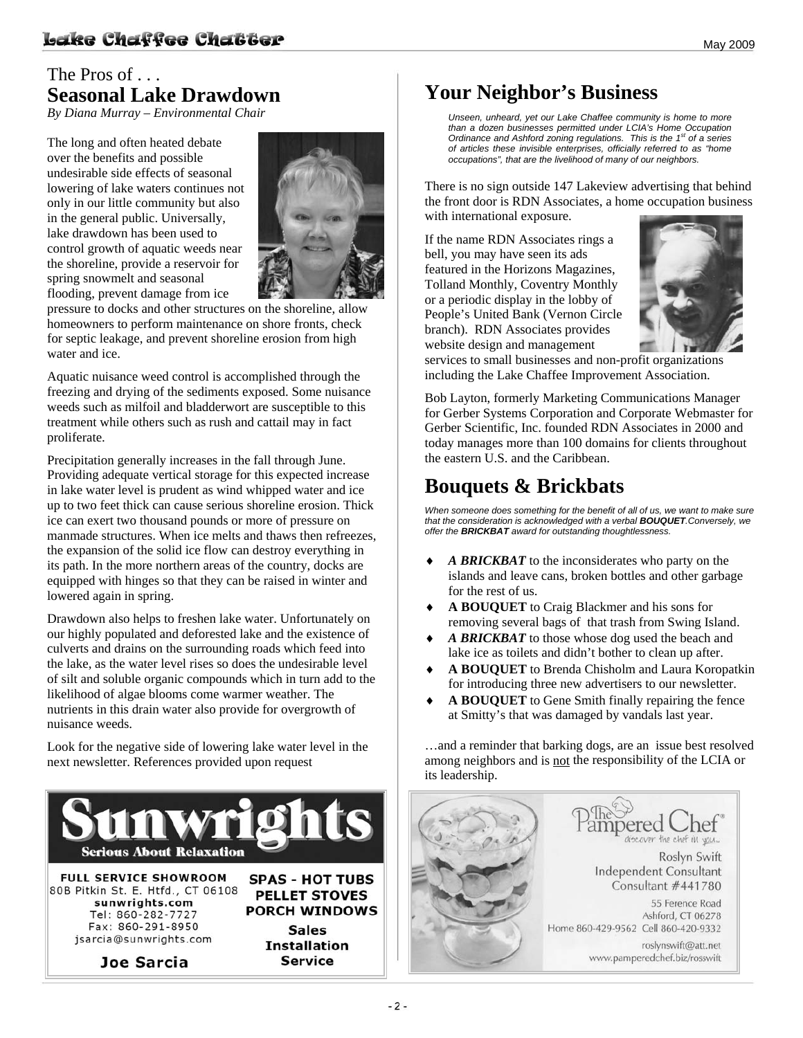## The Pros of . . .
## Seasonal Lake Drawdown

*By Diana Murray – Environmental Chair*

The long and often heated debate over the benefits and possible undesirable side effects of seasonal lowering of lake waters continues not only in our little community but also in the general public. Universally, lake drawdown has been used to control growth of aquatic weeds near the shoreline, provide a reservoir for spring snowmelt and seasonal flooding, prevent damage from ice pressure to docks and other structures on the shoreline, allow homeowners to perform maintenance on shore fronts, check for septic leakage, and prevent shoreline erosion from high water and ice.

Aquatic nuisance weed control is accomplished through the freezing and drying of the sediments exposed. Some nuisance weeds such as milfoil and bladderwort are susceptible to this treatment while others such as rush and cattail may in fact proliferate.

Precipitation generally increases in the fall through June. Providing adequate vertical storage for this expected increase in lake water level is prudent as wind whipped water and ice up to two feet thick can cause serious shoreline erosion. Thick ice can exert two thousand pounds or more of pressure on manmade structures. When ice melts and thaws then refreezes, the expansion of the solid ice flow can destroy everything in its path. In the more northern areas of the country, docks are equipped with hinges so that they can be raised in winter and lowered again in spring.

Drawdown also helps to freshen lake water. Unfortunately on our highly populated and deforested lake and the existence of culverts and drains on the surrounding roads which feed into the lake, as the water level rises so does the undesirable level of silt and soluble organic compounds which in turn add to the likelihood of algae blooms come warmer weather. The nutrients in this drain water also provide for overgrowth of nuisance weeds.

Look for the negative side of lowering lake water level in the next newsletter. References provided upon request

**Sunwrights**
**Serious About Relaxation**

FULL SERVICE SHOWROOM
80B Pitkin St. E. Htfd., CT 06108
sunwrights.com
Tel: 860-282-7727
Fax: 860-291-8950
jsarcia@sunwrights.com

**Joe Sarcia**

**SPAS - HOT TUBS**
**PELLET STOVES**
**PORCH WINDOWS**

**Sales**
**Installation**
**Service**

## Your Neighbor's Business

*Unseen, unheard, yet our Lake Chaffee community is home to more than a dozen businesses permitted under LCIA's Home Occupation Ordinance and Ashford zoning regulations. This is the 1st of a series of articles these invisible enterprises, officially referred to as "home occupations", that are the livelihood of many of our neighbors.*

There is no sign outside 147 Lakeview advertising that behind the front door is RDN Associates, a home occupation business with international exposure.

If the name RDN Associates rings a bell, you may have seen its ads featured in the Horizons Magazines, Tolland Monthly, Coventry Monthly or a periodic display in the lobby of People's United Bank (Vernon Circle branch). RDN Associates provides website design and management services to small businesses and non-profit organizations including the Lake Chaffee Improvement Association.

Bob Layton, formerly Marketing Communications Manager for Gerber Systems Corporation and Corporate Webmaster for Gerber Scientific, Inc. founded RDN Associates in 2000 and today manages more than 100 domains for clients throughout the eastern U.S. and the Caribbean.

## Bouquets & Brickbats

*When someone does something for the benefit of all of us, we want to make sure that the consideration is acknowledged with a verbal **BOUQUET**. Conversely, we offer the **BRICKBAT** award for outstanding thoughtlessness.*

- ***A BRICKBAT*** to the inconsiderates who party on the islands and leave cans, broken bottles and other garbage for the rest of us.
- **A BOUQUET** to Craig Blackmer and his sons for removing several bags of that trash from Swing Island.
- ***A BRICKBAT*** to those whose dog used the beach and lake ice as toilets and didn't bother to clean up after.
- **A BOUQUET** to Brenda Chisholm and Laura Koropatkin for introducing three new advertisers to our newsletter.
- **A BOUQUET** to Gene Smith finally repairing the fence at Smitty's that was damaged by vandals last year.

…and a reminder that barking dogs, are an issue best resolved among neighbors and is not the responsibility of the LCIA or its leadership.

The Pampered Chef®
discover the chef in you...

Roslyn Swift
Independent Consultant
Consultant #441780

55 Ference Road
Ashford, CT 06278
Home 860-429-9562 Cell 860-420-9332

roslynswift@att.net
www.pamperedchef.biz/rosswift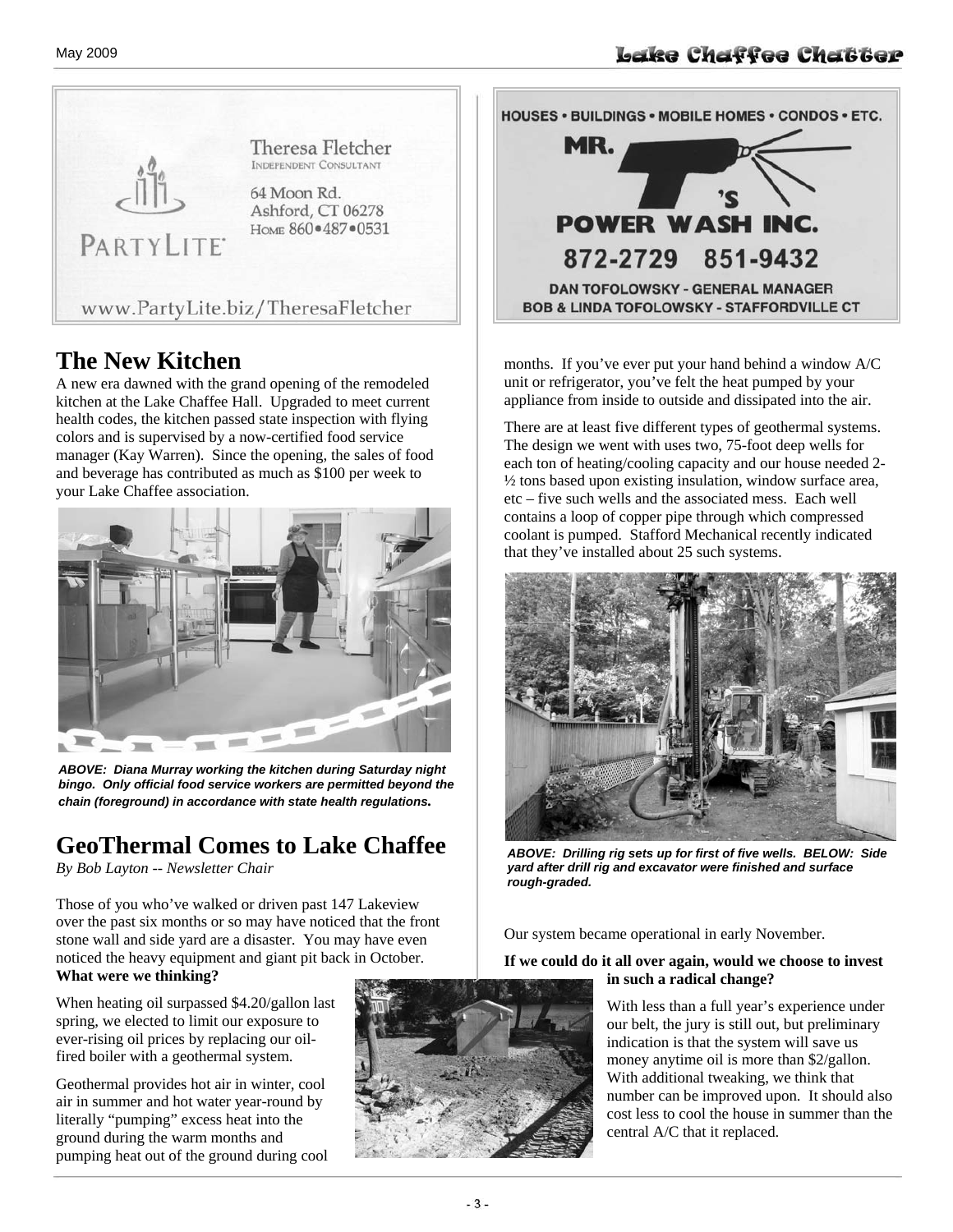Theresa Fletcher
INDEPENDENT CONSULTANT

64 Moon Rd.
Ashford, CT 06278
HOME 860•487•0531

PARTYLITE

www.PartyLite.biz/TheresaFletcher

HOUSES • BUILDINGS • MOBILE HOMES • CONDOS • ETC.

MR. T'S POWER WASH INC.

872-2729 851-9432

DAN TOFOLOWSKY - GENERAL MANAGER
BOB & LINDA TOFOLOWSKY - STAFFORDVILLE CT

## The New Kitchen

A new era dawned with the grand opening of the remodeled kitchen at the Lake Chaffee Hall. Upgraded to meet current health codes, the kitchen passed state inspection with flying colors and is supervised by a now-certified food service manager (Kay Warren). Since the opening, the sales of food and beverage has contributed as much as $100 per week to your Lake Chaffee association.

***ABOVE: Diana Murray working the kitchen during Saturday night bingo. Only official food service workers are permitted beyond the chain (foreground) in accordance with state health regulations.***

## GeoThermal Comes to Lake Chaffee

*By Bob Layton -- Newsletter Chair*

Those of you who've walked or driven past 147 Lakeview over the past six months or so may have noticed that the front stone wall and side yard are a disaster. You may have even noticed the heavy equipment and giant pit back in October. **What were we thinking?**

When heating oil surpassed $4.20/gallon last spring, we elected to limit our exposure to ever-rising oil prices by replacing our oil-fired boiler with a geothermal system.

Geothermal provides hot air in winter, cool air in summer and hot water year-round by literally "pumping" excess heat into the ground during the warm months and pumping heat out of the ground during cool months. If you've ever put your hand behind a window A/C unit or refrigerator, you've felt the heat pumped by your appliance from inside to outside and dissipated into the air.

There are at least five different types of geothermal systems. The design we went with uses two, 75-foot deep wells for each ton of heating/cooling capacity and our house needed 2-½ tons based upon existing insulation, window surface area, etc – five such wells and the associated mess. Each well contains a loop of copper pipe through which compressed coolant is pumped. Stafford Mechanical recently indicated that they've installed about 25 such systems.

***ABOVE: Drilling rig sets up for first of five wells. BELOW: Side yard after drill rig and excavator were finished and surface rough-graded.***

Our system became operational in early November.

**If we could do it all over again, would we choose to invest in such a radical change?**

With less than a full year's experience under our belt, the jury is still out, but preliminary indication is that the system will save us money anytime oil is more than $2/gallon. With additional tweaking, we think that number can be improved upon. It should also cost less to cool the house in summer than the central A/C that it replaced.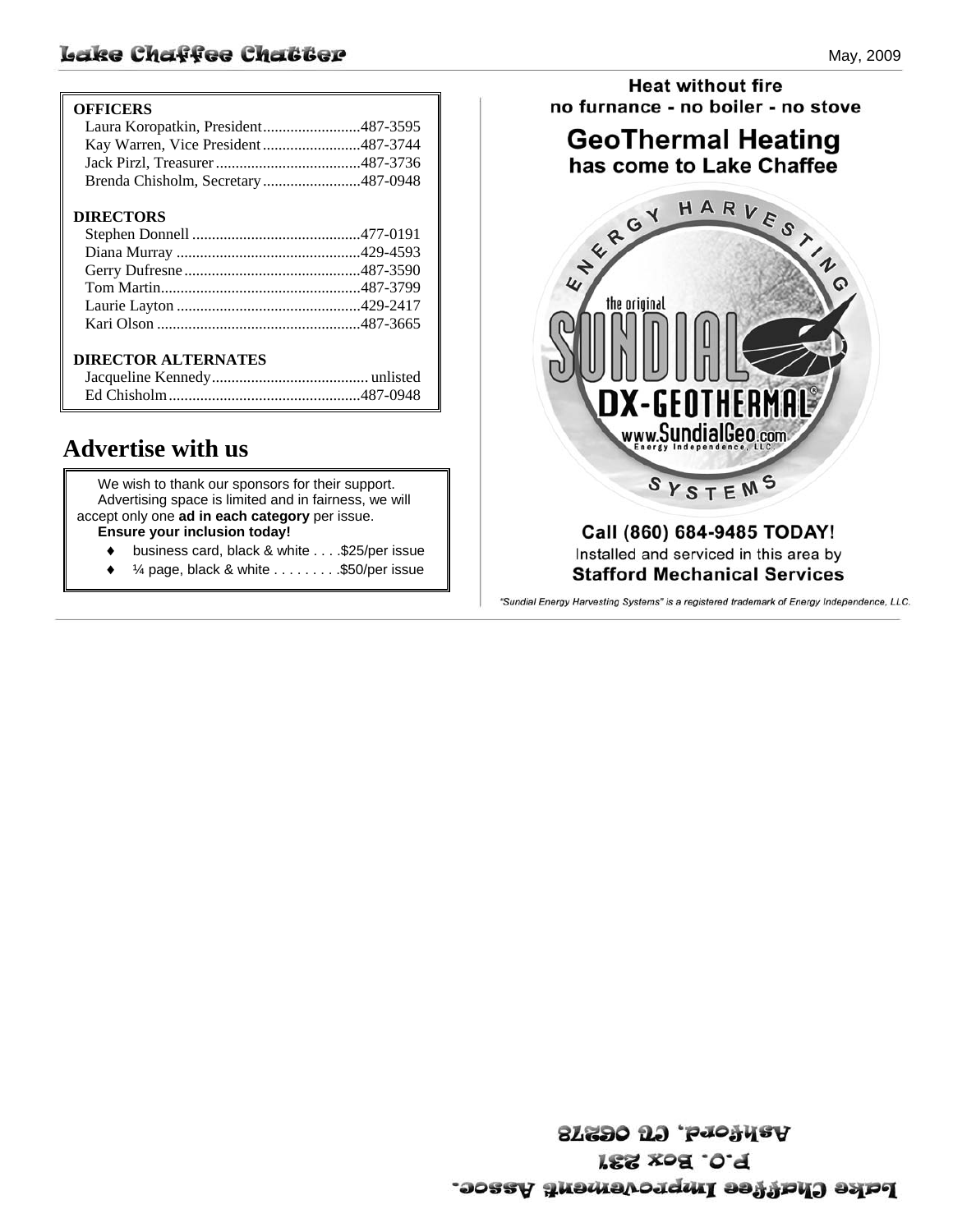**OFFICERS**

Laura Koropatkin, President.........................487-3595
Kay Warren, Vice President.........................487-3744
Jack Pirzl, Treasurer.....................................487-3736
Brenda Chisholm, Secretary.........................487-0948

**DIRECTORS**

Stephen Donnell ...........................................477-0191
Diana Murray ...............................................429-4593
Gerry Dufresne.............................................487-3590
Tom Martin...................................................487-3799
Laurie Layton ...............................................429-2417
Kari Olson ....................................................487-3665

**DIRECTOR ALTERNATES**

Jacqueline Kennedy........................................ unlisted
Ed Chisholm.................................................487-0948

## Advertise with us

We wish to thank our sponsors for their support. Advertising space is limited and in fairness, we will accept only one **ad in each category** per issue.
**Ensure your inclusion today!**

- business card, black & white . . . .$25/per issue
- ¼ page, black & white . . . . . . . . .$50/per issue

**Heat without fire**
**no furnace - no boiler - no stove**

**GeoThermal Heating**
**has come to Lake Chaffee**

ENERGY HARVESTING
the original
SUNDIAL
DX-GEOTHERMAL®
www.SundialGeo.com
Energy Independence, LLC
SYSTEMS

**Call (860) 684-9485 TODAY!**
Installed and serviced in this area by
**Stafford Mechanical Services**

*"Sundial Energy Harvesting Systems" is a registered trademark of Energy Independence, LLC.*

Lake Chaffee Improvement Assoc.
P.O. Box 231
Ashford, CT 06278